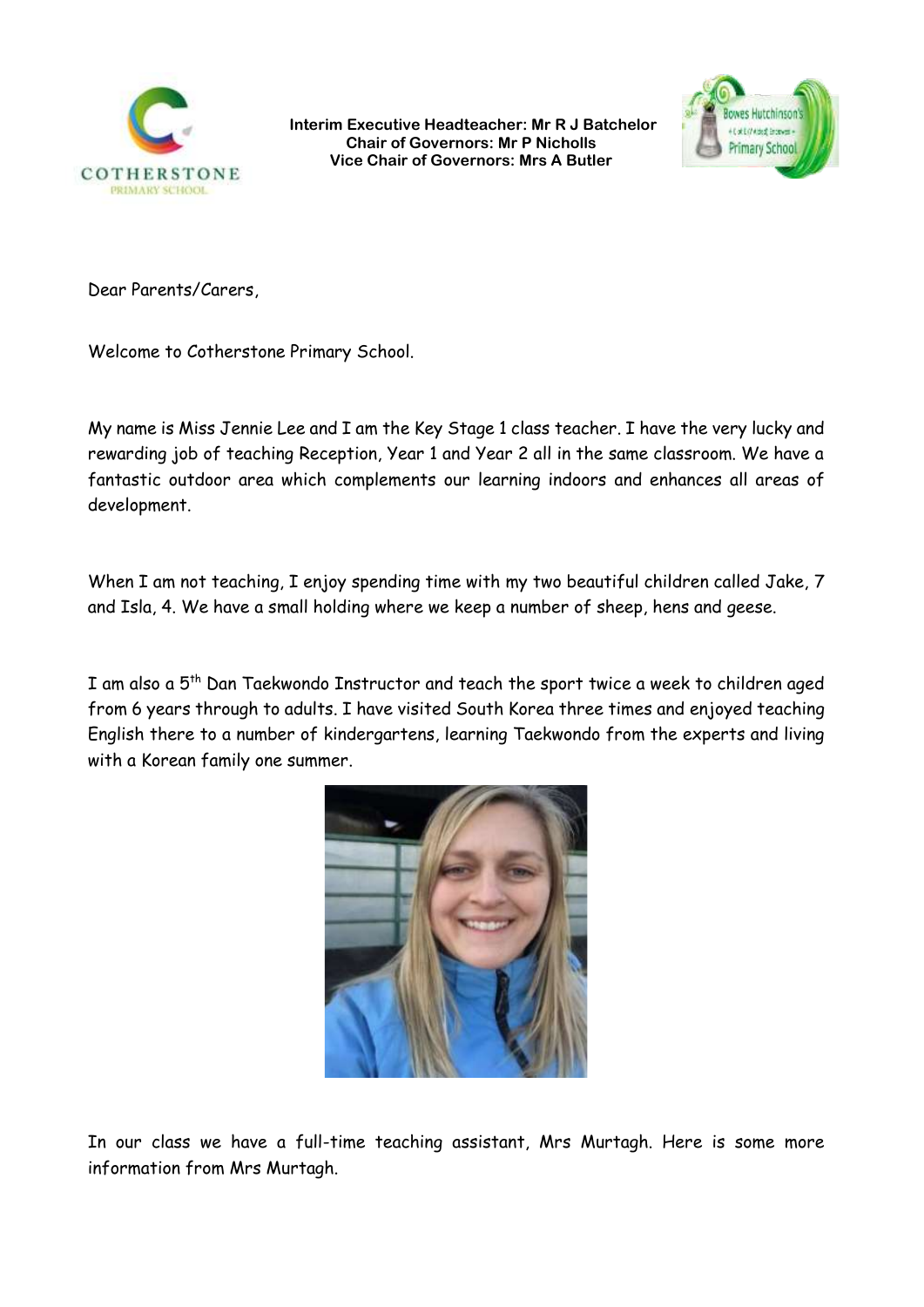**Interim Executive Headteacher: Mr R J Batchelor**
**Chair of Governors: Mr P Nicholls**
**Vice Chair of Governors: Mrs A Butler**

Dear Parents/Carers,

Welcome to Cotherstone Primary School.

My name is Miss Jennie Lee and I am the Key Stage 1 class teacher. I have the very lucky and rewarding job of teaching Reception, Year 1 and Year 2 all in the same classroom. We have a fantastic outdoor area which complements our learning indoors and enhances all areas of development.

When I am not teaching, I enjoy spending time with my two beautiful children called Jake, 7 and Isla, 4. We have a small holding where we keep a number of sheep, hens and geese.

I am also a 5th Dan Taekwondo Instructor and teach the sport twice a week to children aged from 6 years through to adults. I have visited South Korea three times and enjoyed teaching English there to a number of kindergartens, learning Taekwondo from the experts and living with a Korean family one summer.

In our class we have a full-time teaching assistant, Mrs Murtagh. Here is some more information from Mrs Murtagh.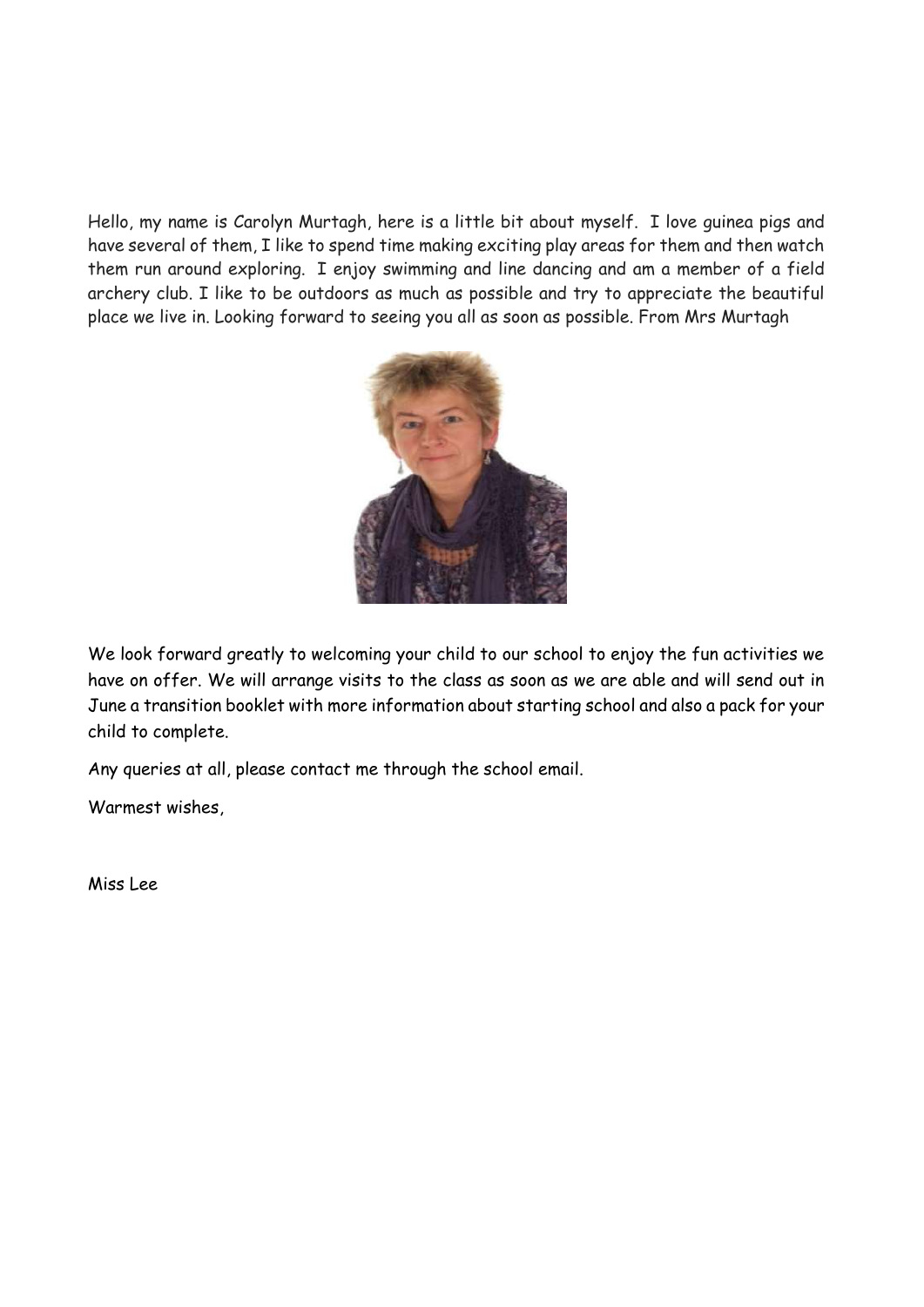Hello, my name is Carolyn Murtagh, here is a little bit about myself. I love guinea pigs and have several of them, I like to spend time making exciting play areas for them and then watch them run around exploring. I enjoy swimming and line dancing and am a member of a field archery club. I like to be outdoors as much as possible and try to appreciate the beautiful place we live in. Looking forward to seeing you all as soon as possible. From Mrs Murtagh

We look forward greatly to welcoming your child to our school to enjoy the fun activities we have on offer. We will arrange visits to the class as soon as we are able and will send out in June a transition booklet with more information about starting school and also a pack for your child to complete.

Any queries at all, please contact me through the school email.

Warmest wishes,

Miss Lee